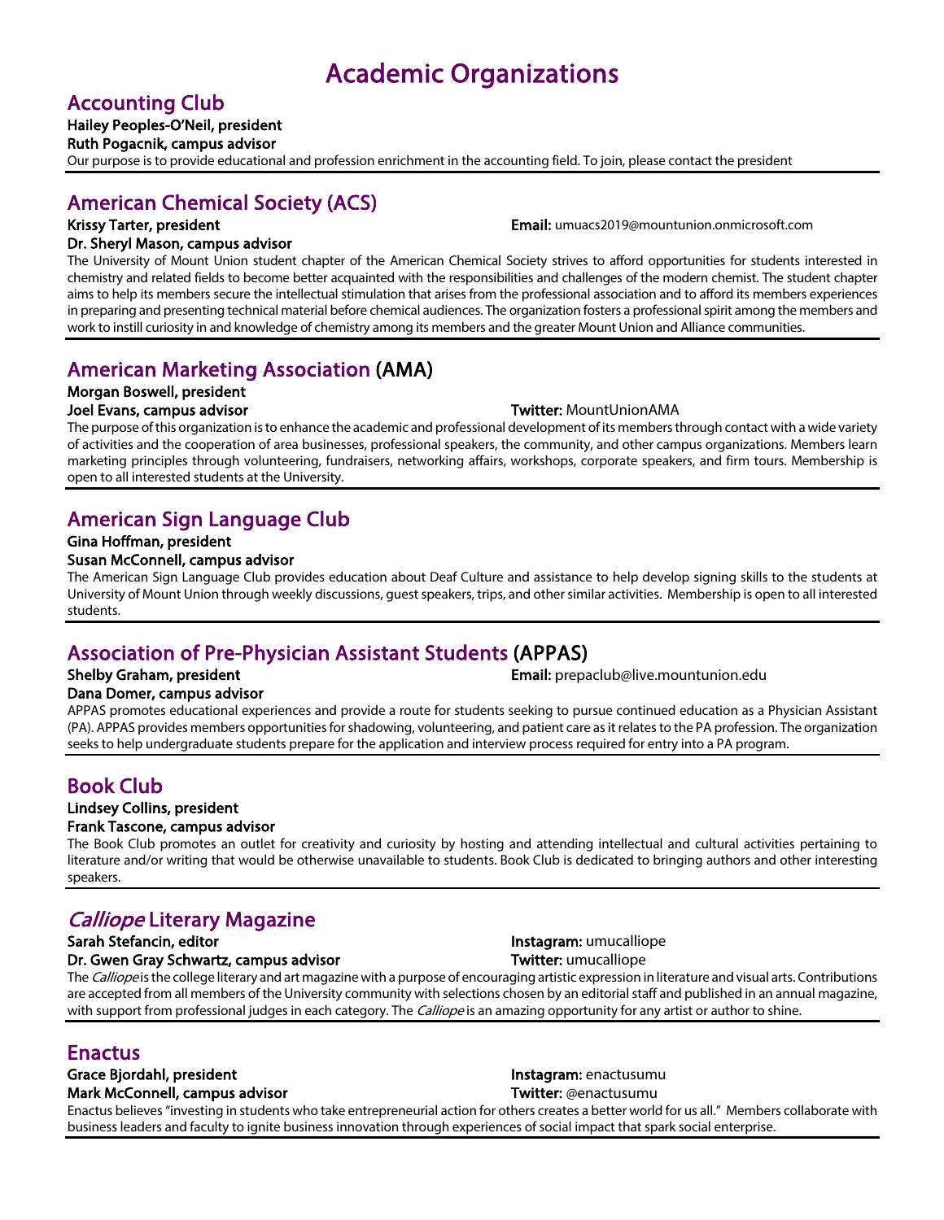# Academic Organizations

## Accounting Club

**Hailey Peoples-O'Neil, president**
**Ruth Pogacnik, campus advisor**

Our purpose is to provide educational and profession enrichment in the accounting field. To join, please contact the president

## American Chemical Society (ACS)

**Krissy Tarter, president**
**Dr. Sheryl Mason, campus advisor**
**Email:** umuacs2019@mountunion.onmicrosoft.com

The University of Mount Union student chapter of the American Chemical Society strives to afford opportunities for students interested in chemistry and related fields to become better acquainted with the responsibilities and challenges of the modern chemist. The student chapter aims to help its members secure the intellectual stimulation that arises from the professional association and to afford its members experiences in preparing and presenting technical material before chemical audiences. The organization fosters a professional spirit among the members and work to instill curiosity in and knowledge of chemistry among its members and the greater Mount Union and Alliance communities.

## American Marketing Association (AMA)

**Morgan Boswell, president**
**Joel Evans, campus advisor**
**Twitter:** MountUnionAMA

The purpose of this organization is to enhance the academic and professional development of its members through contact with a wide variety of activities and the cooperation of area businesses, professional speakers, the community, and other campus organizations. Members learn marketing principles through volunteering, fundraisers, networking affairs, workshops, corporate speakers, and firm tours. Membership is open to all interested students at the University.

## American Sign Language Club

**Gina Hoffman, president**
**Susan McConnell, campus advisor**

The American Sign Language Club provides education about Deaf Culture and assistance to help develop signing skills to the students at University of Mount Union through weekly discussions, guest speakers, trips, and other similar activities. Membership is open to all interested students.

## Association of Pre-Physician Assistant Students (APPAS)

**Shelby Graham, president**
**Dana Domer, campus advisor**
**Email:** prepaclub@live.mountunion.edu

APPAS promotes educational experiences and provide a route for students seeking to pursue continued education as a Physician Assistant (PA). APPAS provides members opportunities for shadowing, volunteering, and patient care as it relates to the PA profession. The organization seeks to help undergraduate students prepare for the application and interview process required for entry into a PA program.

## Book Club

**Lindsey Collins, president**
**Frank Tascone, campus advisor**

The Book Club promotes an outlet for creativity and curiosity by hosting and attending intellectual and cultural activities pertaining to literature and/or writing that would be otherwise unavailable to students. Book Club is dedicated to bringing authors and other interesting speakers.

## *Calliope* Literary Magazine

**Sarah Stefancin, editor**
**Dr. Gwen Gray Schwartz, campus advisor**
**Instagram:** umucalliope
**Twitter:** umucalliope

The *Calliope* is the college literary and art magazine with a purpose of encouraging artistic expression in literature and visual arts. Contributions are accepted from all members of the University community with selections chosen by an editorial staff and published in an annual magazine, with support from professional judges in each category. The *Calliope* is an amazing opportunity for any artist or author to shine.

## Enactus

**Grace Bjordahl, president**
**Mark McConnell, campus advisor**
**Instagram:** enactusumu
**Twitter:** @enactusumu

Enactus believes "investing in students who take entrepreneurial action for others creates a better world for us all." Members collaborate with business leaders and faculty to ignite business innovation through experiences of social impact that spark social enterprise.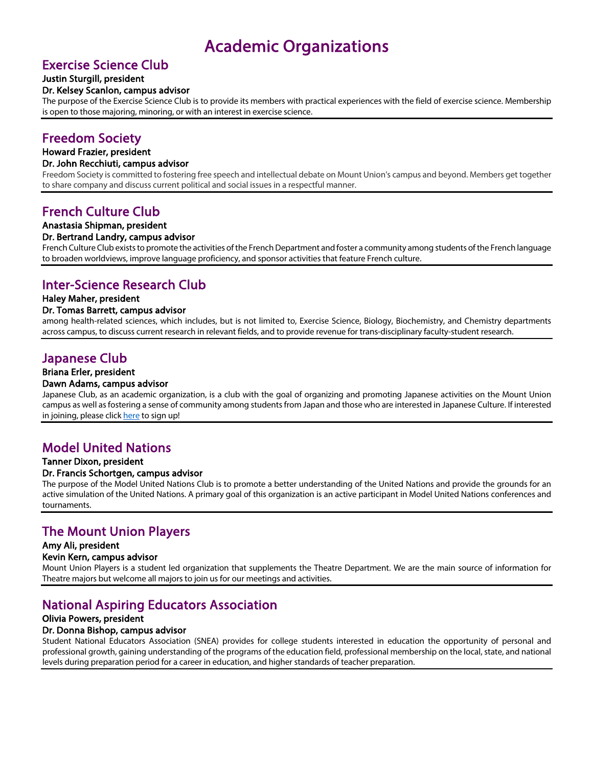# Academic Organizations

## Exercise Science Club

**Justin Sturgill, president**

**Dr. Kelsey Scanlon, campus advisor**

The purpose of the Exercise Science Club is to provide its members with practical experiences with the field of exercise science. Membership is open to those majoring, minoring, or with an interest in exercise science.

## Freedom Society

**Howard Frazier, president**

**Dr. John Recchiuti, campus advisor**

Freedom Society is committed to fostering free speech and intellectual debate on Mount Union's campus and beyond. Members get together to share company and discuss current political and social issues in a respectful manner.

## French Culture Club

**Anastasia Shipman, president**

**Dr. Bertrand Landry, campus advisor**

French Culture Club exists to promote the activities of the French Department and foster a community among students of the French language to broaden worldviews, improve language proficiency, and sponsor activities that feature French culture.

## Inter-Science Research Club

**Haley Maher, president**

**Dr. Tomas Barrett, campus advisor**

among health-related sciences, which includes, but is not limited to, Exercise Science, Biology, Biochemistry, and Chemistry departments across campus, to discuss current research in relevant fields, and to provide revenue for trans-disciplinary faculty-student research.

## Japanese Club

**Briana Erler, president**

**Dawn Adams, campus advisor**

Japanese Club, as an academic organization, is a club with the goal of organizing and promoting Japanese activities on the Mount Union campus as well as fostering a sense of community among students from Japan and those who are interested in Japanese Culture. If interested in joining, please click here to sign up!

## Model United Nations

**Tanner Dixon, president**

**Dr. Francis Schortgen, campus advisor**

The purpose of the Model United Nations Club is to promote a better understanding of the United Nations and provide the grounds for an active simulation of the United Nations. A primary goal of this organization is an active participant in Model United Nations conferences and tournaments.

## The Mount Union Players

**Amy Ali, president**

**Kevin Kern, campus advisor**

Mount Union Players is a student led organization that supplements the Theatre Department. We are the main source of information for Theatre majors but welcome all majors to join us for our meetings and activities.

## National Aspiring Educators Association

**Olivia Powers, president**

**Dr. Donna Bishop, campus advisor**

Student National Educators Association (SNEA) provides for college students interested in education the opportunity of personal and professional growth, gaining understanding of the programs of the education field, professional membership on the local, state, and national levels during preparation period for a career in education, and higher standards of teacher preparation.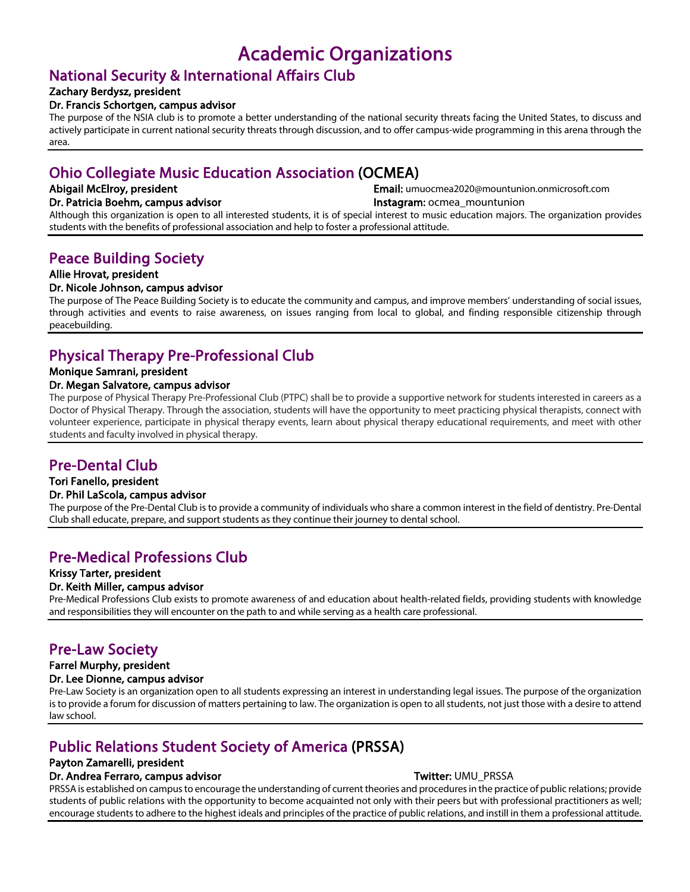# Academic Organizations

## National Security & International Affairs Club

**Zachary Berdysz, president**

**Dr. Francis Schortgen, campus advisor**

The purpose of the NSIA club is to promote a better understanding of the national security threats facing the United States, to discuss and actively participate in current national security threats through discussion, and to offer campus-wide programming in this arena through the area.

## Ohio Collegiate Music Education Association (OCMEA)

**Abigail McElroy, president**

**Dr. Patricia Boehm, campus advisor**

**Email:** umuocmea2020@mountunion.onmicrosoft.com

**Instagram:** ocmea_mountunion

Although this organization is open to all interested students, it is of special interest to music education majors. The organization provides students with the benefits of professional association and help to foster a professional attitude.

## Peace Building Society

**Allie Hrovat, president**

**Dr. Nicole Johnson, campus advisor**

The purpose of The Peace Building Society is to educate the community and campus, and improve members' understanding of social issues, through activities and events to raise awareness, on issues ranging from local to global, and finding responsible citizenship through peacebuilding.

## Physical Therapy Pre-Professional Club

**Monique Samrani, president**

**Dr. Megan Salvatore, campus advisor**

The purpose of Physical Therapy Pre-Professional Club (PTPC) shall be to provide a supportive network for students interested in careers as a Doctor of Physical Therapy. Through the association, students will have the opportunity to meet practicing physical therapists, connect with volunteer experience, participate in physical therapy events, learn about physical therapy educational requirements, and meet with other students and faculty involved in physical therapy.

## Pre-Dental Club

**Tori Fanello, president**

**Dr. Phil LaScola, campus advisor**

The purpose of the Pre-Dental Club is to provide a community of individuals who share a common interest in the field of dentistry. Pre-Dental Club shall educate, prepare, and support students as they continue their journey to dental school.

## Pre-Medical Professions Club

**Krissy Tarter, president**

**Dr. Keith Miller, campus advisor**

Pre-Medical Professions Club exists to promote awareness of and education about health-related fields, providing students with knowledge and responsibilities they will encounter on the path to and while serving as a health care professional.

## Pre-Law Society

**Farrel Murphy, president**

**Dr. Lee Dionne, campus advisor**

Pre-Law Society is an organization open to all students expressing an interest in understanding legal issues. The purpose of the organization is to provide a forum for discussion of matters pertaining to law. The organization is open to all students, not just those with a desire to attend law school.

## Public Relations Student Society of America (PRSSA)

**Payton Zamarelli, president**

**Dr. Andrea Ferraro, campus advisor**

**Twitter:** UMU_PRSSA

PRSSA is established on campus to encourage the understanding of current theories and procedures in the practice of public relations; provide students of public relations with the opportunity to become acquainted not only with their peers but with professional practitioners as well; encourage students to adhere to the highest ideals and principles of the practice of public relations, and instill in them a professional attitude.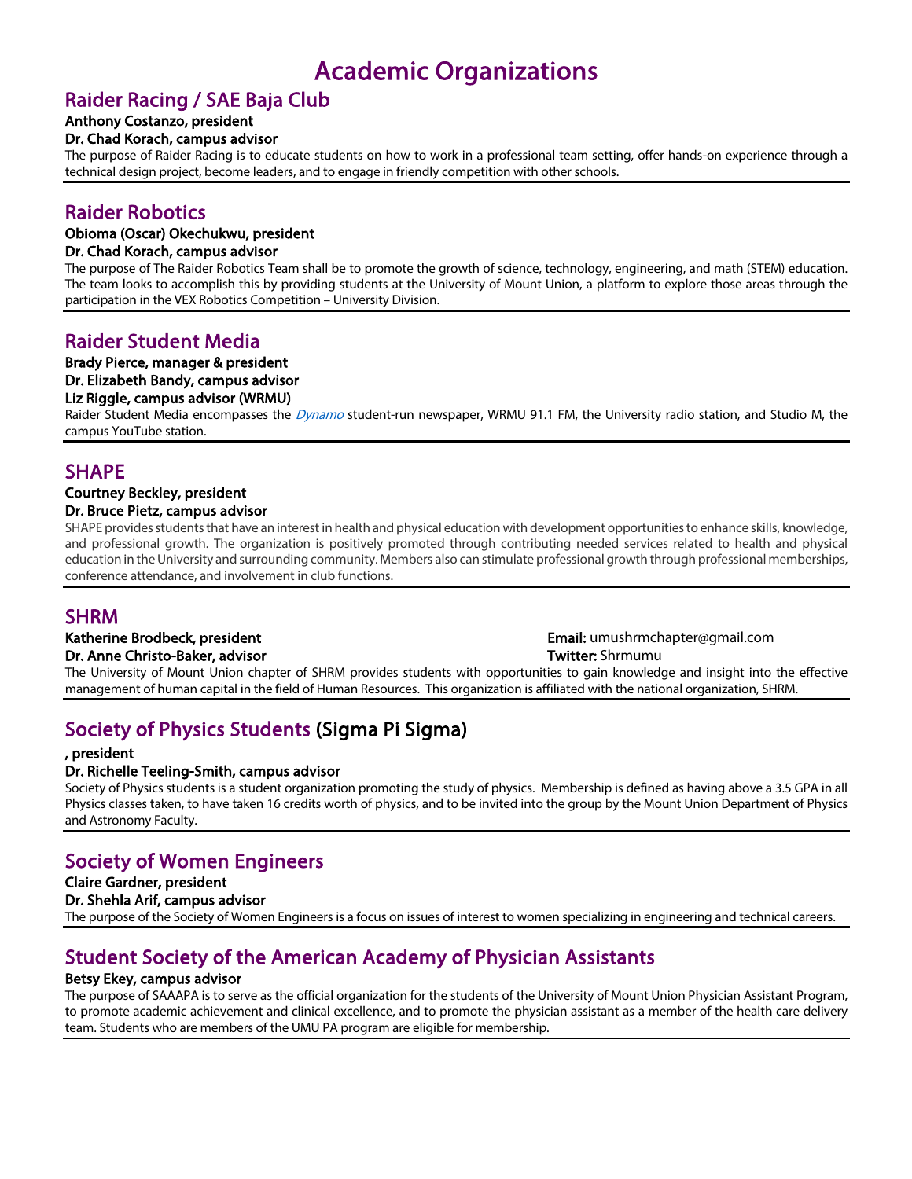# Academic Organizations

## Raider Racing / SAE Baja Club

**Anthony Costanzo, president**

**Dr. Chad Korach, campus advisor**

The purpose of Raider Racing is to educate students on how to work in a professional team setting, offer hands-on experience through a technical design project, become leaders, and to engage in friendly competition with other schools.

## Raider Robotics

**Obioma (Oscar) Okechukwu, president**

**Dr. Chad Korach, campus advisor**

The purpose of The Raider Robotics Team shall be to promote the growth of science, technology, engineering, and math (STEM) education. The team looks to accomplish this by providing students at the University of Mount Union, a platform to explore those areas through the participation in the VEX Robotics Competition – University Division.

## Raider Student Media

**Brady Pierce, manager & president**

**Dr. Elizabeth Bandy, campus advisor**

**Liz Riggle, campus advisor (WRMU)**

Raider Student Media encompasses the *Dynamo* student-run newspaper, WRMU 91.1 FM, the University radio station, and Studio M, the campus YouTube station.

## SHAPE

**Courtney Beckley, president**

**Dr. Bruce Pietz, campus advisor**

SHAPE provides students that have an interest in health and physical education with development opportunities to enhance skills, knowledge, and professional growth. The organization is positively promoted through contributing needed services related to health and physical education in the University and surrounding community. Members also can stimulate professional growth through professional memberships, conference attendance, and involvement in club functions.

## SHRM

**Katherine Brodbeck, president**

**Dr. Anne Christo-Baker, advisor**

**Email:** umushrmchapter@gmail.com

**Twitter:** Shrmumu

The University of Mount Union chapter of SHRM provides students with opportunities to gain knowledge and insight into the effective management of human capital in the field of Human Resources. This organization is affiliated with the national organization, SHRM.

## Society of Physics Students (Sigma Pi Sigma)

**, president**

**Dr. Richelle Teeling-Smith, campus advisor**

Society of Physics students is a student organization promoting the study of physics. Membership is defined as having above a 3.5 GPA in all Physics classes taken, to have taken 16 credits worth of physics, and to be invited into the group by the Mount Union Department of Physics and Astronomy Faculty.

## Society of Women Engineers

**Claire Gardner, president**

**Dr. Shehla Arif, campus advisor**

The purpose of the Society of Women Engineers is a focus on issues of interest to women specializing in engineering and technical careers.

## Student Society of the American Academy of Physician Assistants

**Betsy Ekey, campus advisor**

The purpose of SAAAPA is to serve as the official organization for the students of the University of Mount Union Physician Assistant Program, to promote academic achievement and clinical excellence, and to promote the physician assistant as a member of the health care delivery team. Students who are members of the UMU PA program are eligible for membership.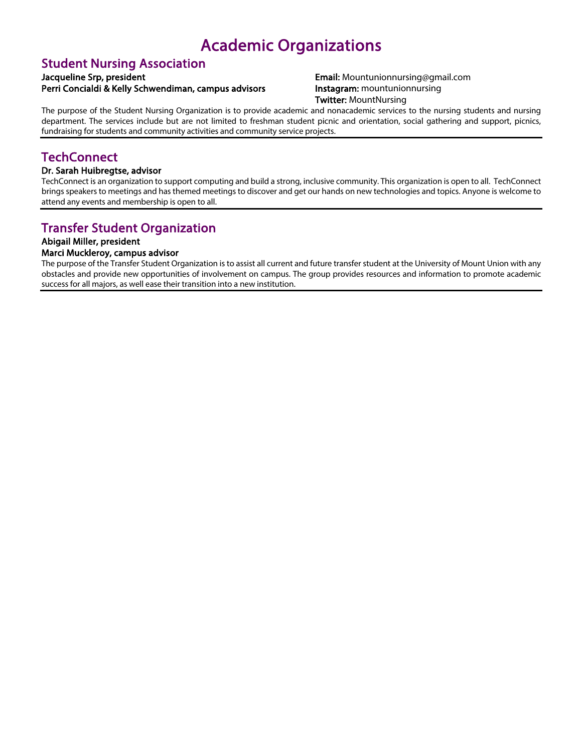# Academic Organizations

## Student Nursing Association

**Jacqueline Srp, president**
**Perri Concialdi & Kelly Schwendiman, campus advisors**

**Email:** Mountunionnursing@gmail.com
**Instagram:** mountunionnursing
**Twitter:** MountNursing

The purpose of the Student Nursing Organization is to provide academic and nonacademic services to the nursing students and nursing department. The services include but are not limited to freshman student picnic and orientation, social gathering and support, picnics, fundraising for students and community activities and community service projects.

## TechConnect

**Dr. Sarah Huibregtse, advisor**

TechConnect is an organization to support computing and build a strong, inclusive community. This organization is open to all. TechConnect brings speakers to meetings and has themed meetings to discover and get our hands on new technologies and topics. Anyone is welcome to attend any events and membership is open to all.

## Transfer Student Organization

**Abigail Miller, president**
**Marci Muckleroy, campus advisor**

The purpose of the Transfer Student Organization is to assist all current and future transfer student at the University of Mount Union with any obstacles and provide new opportunities of involvement on campus. The group provides resources and information to promote academic success for all majors, as well ease their transition into a new institution.